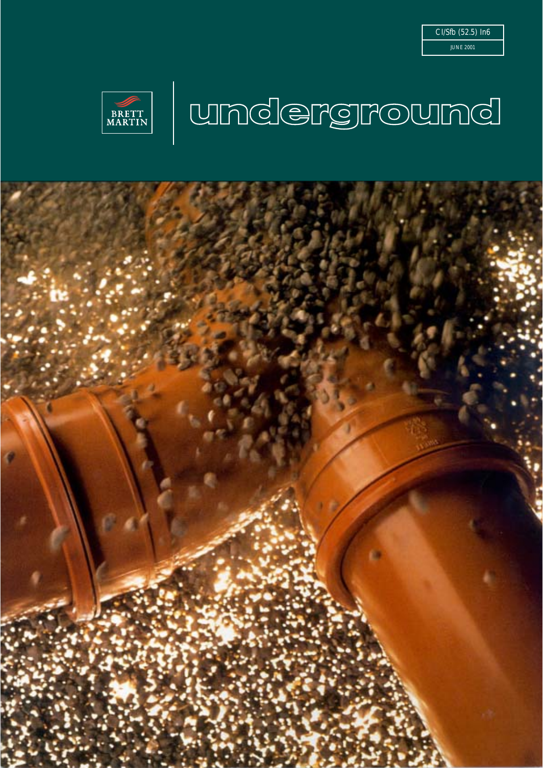CI/Sfb (52.5) In6

JUNE 2001

BRETT MARTIN

# underground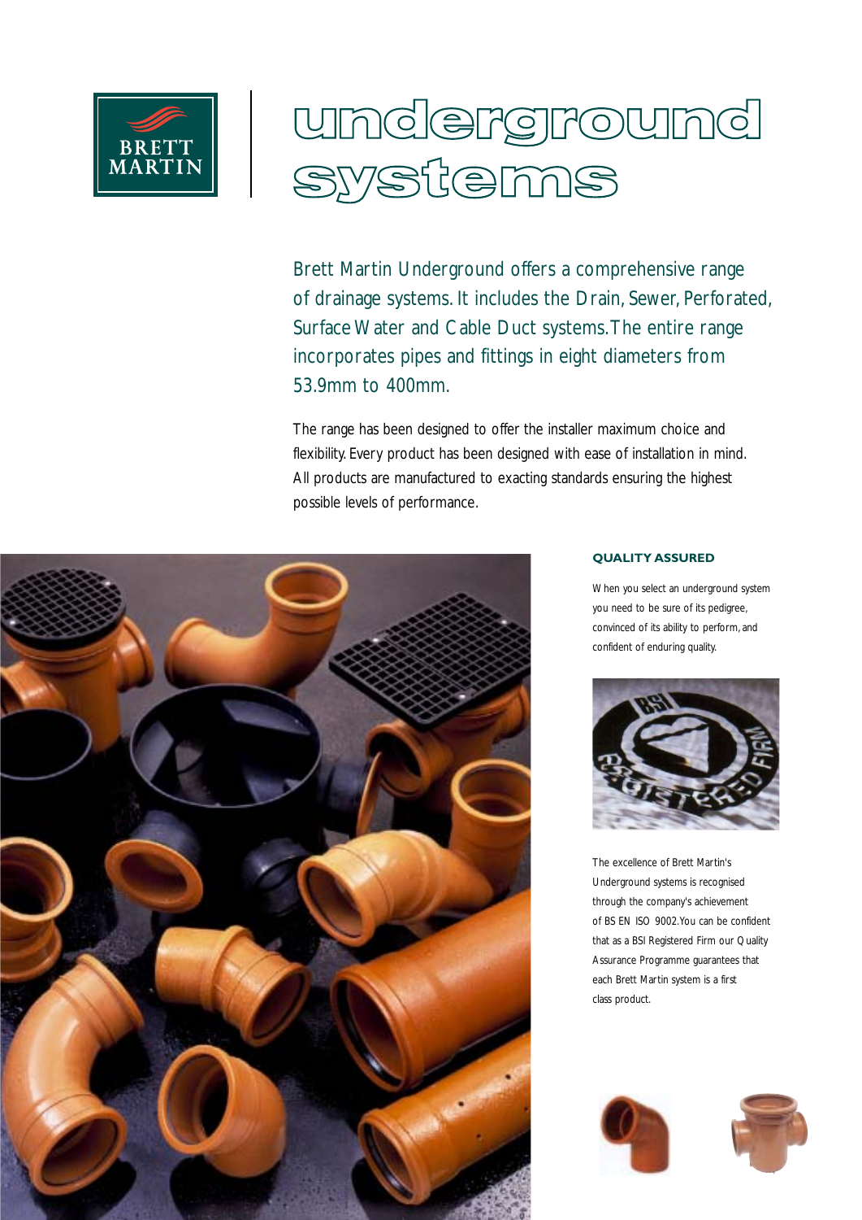# underground systems

Brett Martin Underground offers a comprehensive range of drainage systems. It includes the Drain, Sewer, Perforated, Surface Water and Cable Duct systems. The entire range incorporates pipes and fittings in eight diameters from 53.9mm to 400mm.

The range has been designed to offer the installer maximum choice and flexibility. Every product has been designed with ease of installation in mind. All products are manufactured to exacting standards ensuring the highest possible levels of performance.

## QUALITY ASSURED

When you select an underground system you need to be sure of its pedigree, convinced of its ability to perform, and confident of enduring quality.

The excellence of Brett Martin's Underground systems is recognised through the company's achievement of BS EN ISO 9002. You can be confident that as a BSI Registered Firm our Quality Assurance Programme guarantees that each Brett Martin system is a first class product.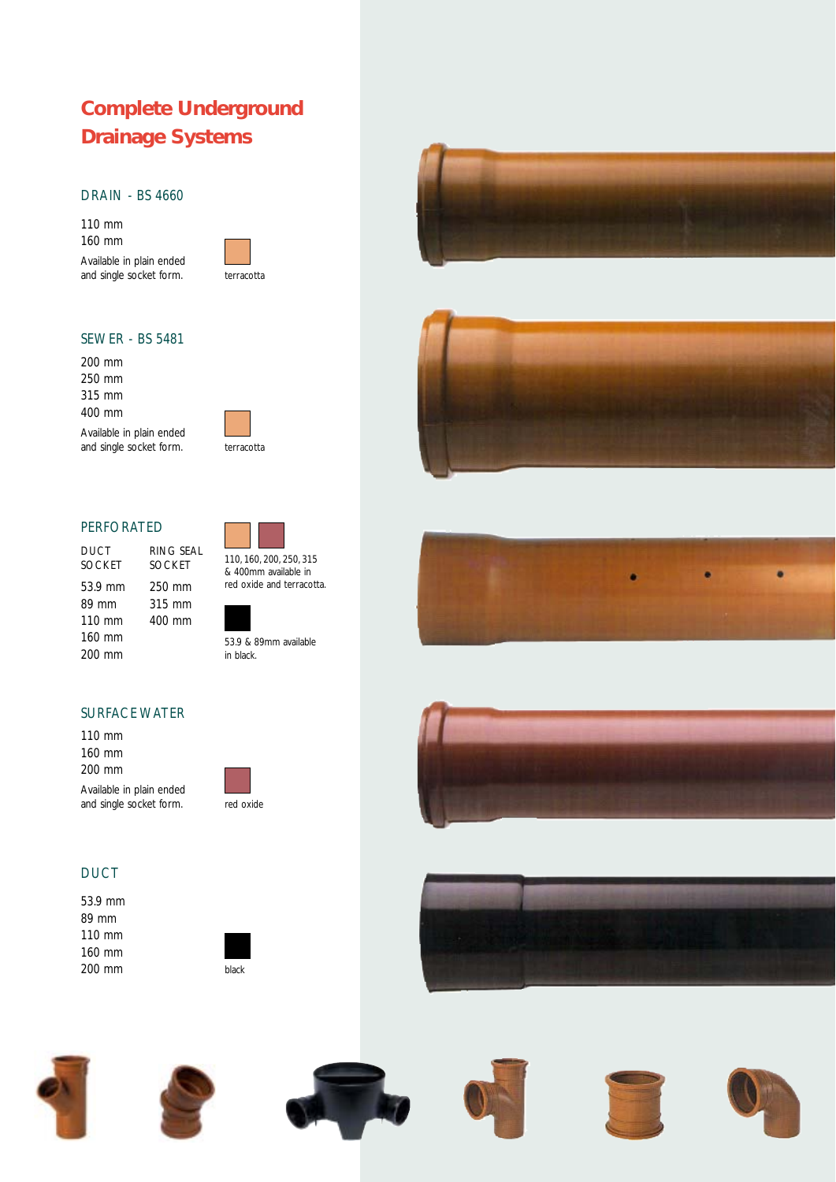# Complete Underground Drainage Systems

## DRAIN - BS 4660

110 mm
160 mm

Available in plain ended and single socket form.

terracotta

## SEWER - BS 5481

200 mm
250 mm
315 mm
400 mm

Available in plain ended and single socket form.

terracotta

## PERFORATED

| DUCT SOCKET | RING SEAL SOCKET |
|---|---|
| 53.9 mm | 250 mm |
| 89 mm | 315 mm |
| 110 mm | 400 mm |
| 160 mm | |
| 200 mm | |

110, 160, 200, 250, 315 & 400mm available in red oxide and terracotta.

53.9 & 89mm available in black.

## SURFACE WATER

110 mm
160 mm
200 mm

Available in plain ended and single socket form.

red oxide

## DUCT

53.9 mm
89 mm
110 mm
160 mm
200 mm

black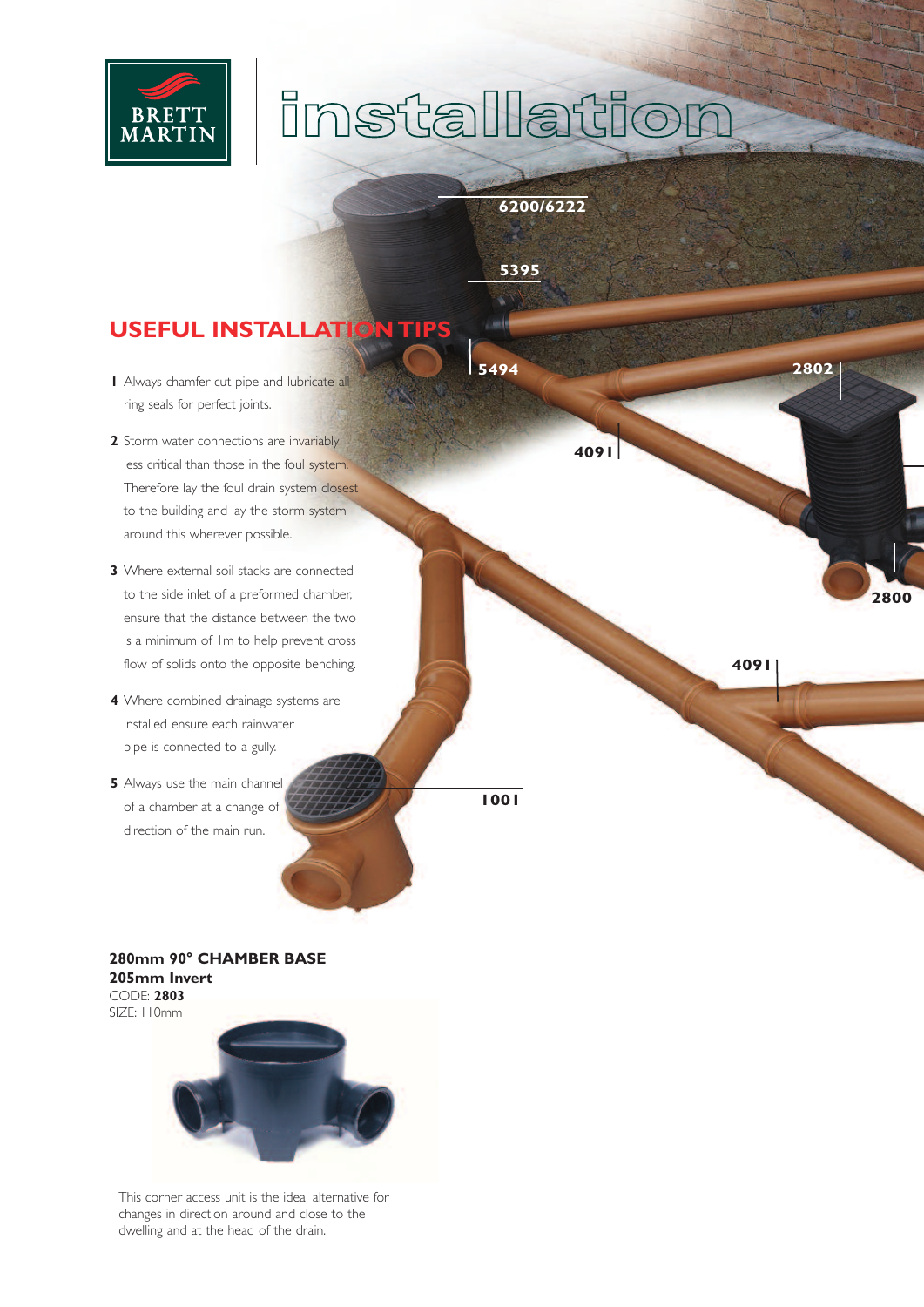# installation

6200/6222

5395

5494

2802

4091

2800

4091

1001

## USEFUL INSTALLATION TIPS

**1** Always chamfer cut pipe and lubricate all ring seals for perfect joints.

**2** Storm water connections are invariably less critical than those in the foul system. Therefore lay the foul drain system closest to the building and lay the storm system around this wherever possible.

**3** Where external soil stacks are connected to the side inlet of a preformed chamber, ensure that the distance between the two is a minimum of 1m to help prevent cross flow of solids onto the opposite benching.

**4** Where combined drainage systems are installed ensure each rainwater pipe is connected to a gully.

**5** Always use the main channel of a chamber at a change of direction of the main run.

**280mm 90° CHAMBER BASE**
**205mm Invert**
CODE: **2803**
SIZE: 110mm

This corner access unit is the ideal alternative for changes in direction around and close to the dwelling and at the head of the drain.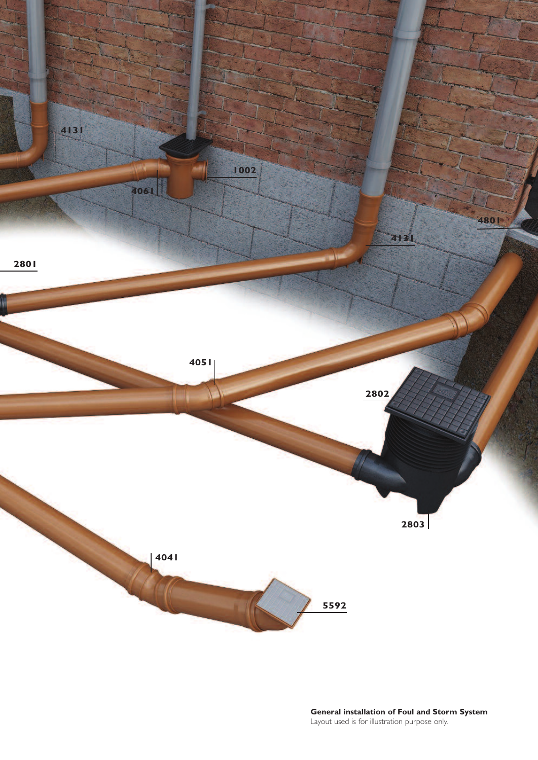4131

1002

4061

4801

4131

2801

4051

2802

2803

4041

5592

**General installation of Foul and Storm System**
Layout used is for illustration purpose only.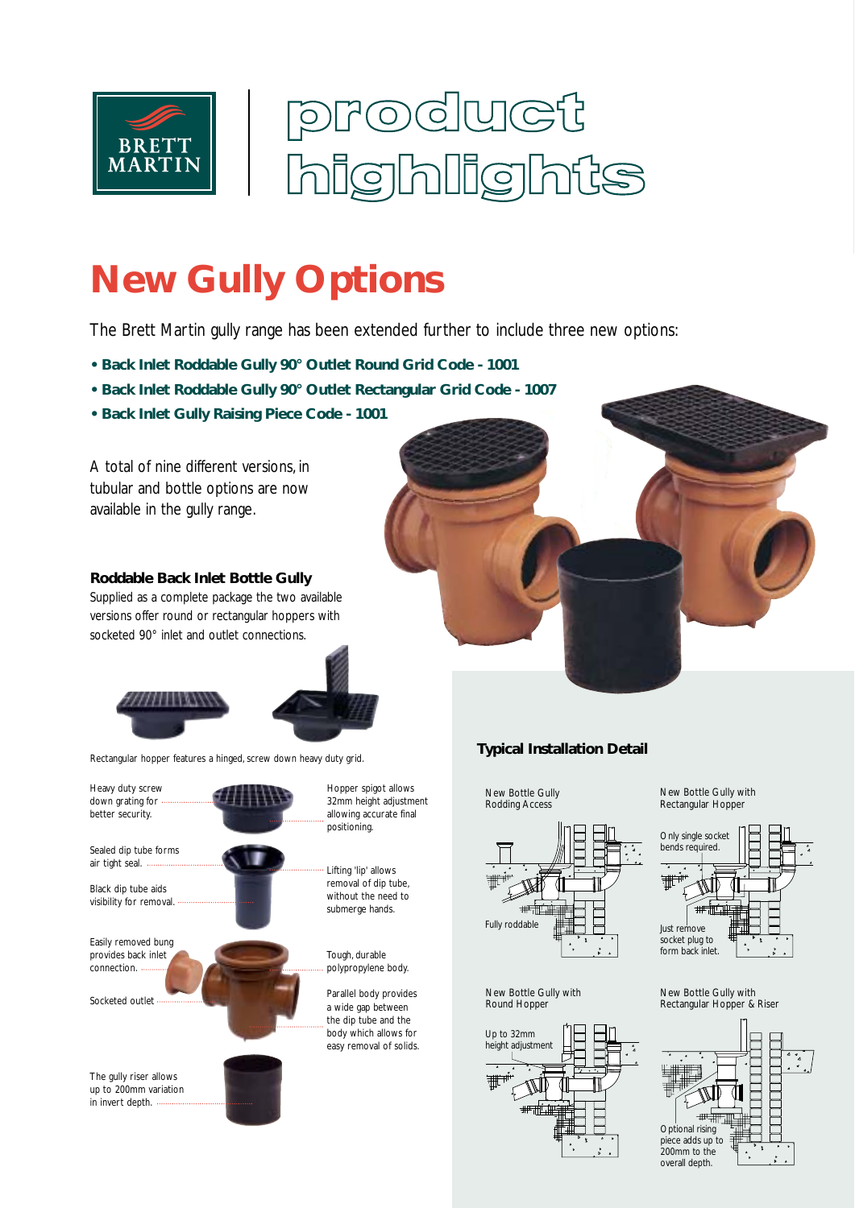# product highlights

## New Gully Options

The Brett Martin gully range has been extended further to include three new options:

- **Back Inlet Roddable Gully 90° Outlet Round Grid Code - 1001**
- **Back Inlet Roddable Gully 90° Outlet Rectangular Grid Code - 1007**
- **Back Inlet Gully Raising Piece Code - 1001**

A total of nine different versions, in tubular and bottle options are now available in the gully range.

### Roddable Back Inlet Bottle Gully

Supplied as a complete package the two available versions offer round or rectangular hoppers with socketed 90° inlet and outlet connections.

Rectangular hopper features a hinged, screw down heavy duty grid.

Heavy duty screw down grating for better security.

Hopper spigot allows 32mm height adjustment allowing accurate final positioning.

Sealed dip tube forms air tight seal.

Lifting 'lip' allows removal of dip tube, without the need to submerge hands.

Black dip tube aids visibility for removal.

Easily removed bung provides back inlet connection.

Tough, durable polypropylene body.

Socketed outlet

Parallel body provides a wide gap between the dip tube and the body which allows for easy removal of solids.

The gully riser allows up to 200mm variation in invert depth.

### Typical Installation Detail

New Bottle Gully Rodding Access

Fully roddable

New Bottle Gully with Rectangular Hopper

Only single socket bends required.

Just remove socket plug to form back inlet.

New Bottle Gully with Round Hopper

Up to 32mm height adjustment

New Bottle Gully with Rectangular Hopper & Riser

Optional rising piece adds up to 200mm to the overall depth.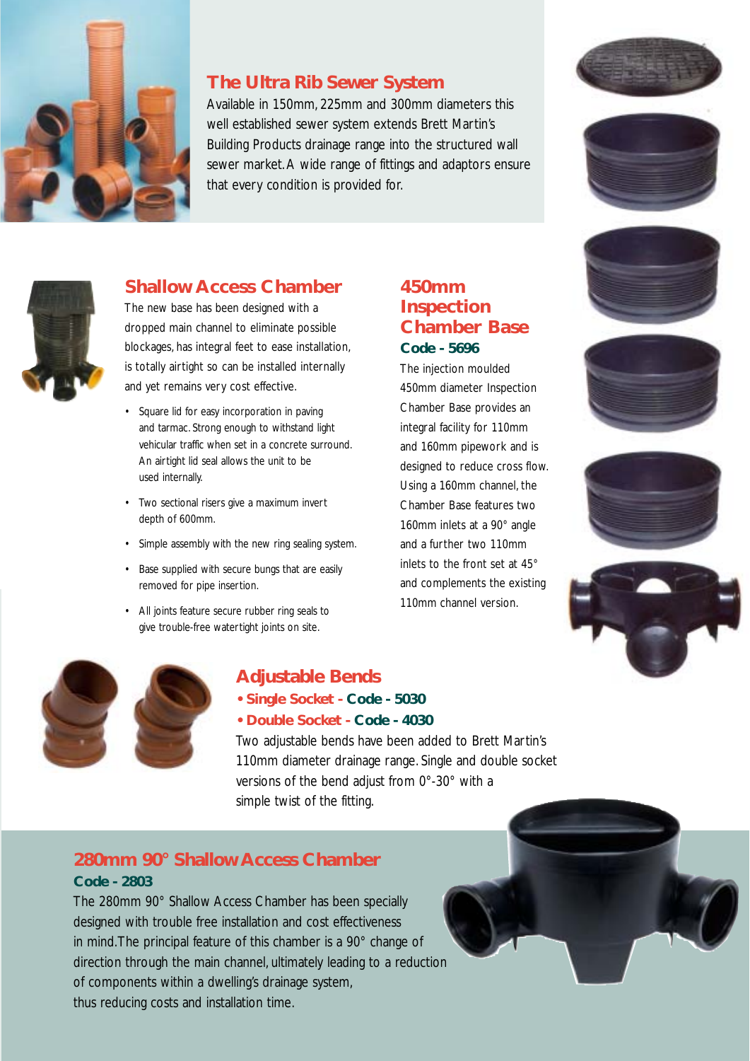## The Ultra Rib Sewer System

Available in 150mm, 225mm and 300mm diameters this well established sewer system extends Brett Martin's Building Products drainage range into the structured wall sewer market. A wide range of fittings and adaptors ensure that every condition is provided for.

## Shallow Access Chamber

The new base has been designed with a dropped main channel to eliminate possible blockages, has integral feet to ease installation, is totally airtight so can be installed internally and yet remains very cost effective.

- Square lid for easy incorporation in paving and tarmac. Strong enough to withstand light vehicular traffic when set in a concrete surround. An airtight lid seal allows the unit to be used internally.
- Two sectional risers give a maximum invert depth of 600mm.
- Simple assembly with the new ring sealing system.
- Base supplied with secure bungs that are easily removed for pipe insertion.
- All joints feature secure rubber ring seals to give trouble-free watertight joints on site.

## 450mm Inspection Chamber Base

**Code - 5696**

The injection moulded 450mm diameter Inspection Chamber Base provides an integral facility for 110mm and 160mm pipework and is designed to reduce cross flow. Using a 160mm channel, the Chamber Base features two 160mm inlets at a 90° angle and a further two 110mm inlets to the front set at 45° and complements the existing 110mm channel version.

## Adjustable Bends

- **Single Socket - Code - 5030**
- **Double Socket - Code - 4030**

Two adjustable bends have been added to Brett Martin's 110mm diameter drainage range. Single and double socket versions of the bend adjust from 0°-30° with a simple twist of the fitting.

## 280mm 90° Shallow Access Chamber

**Code - 2803**

The 280mm 90° Shallow Access Chamber has been specially designed with trouble free installation and cost effectiveness in mind. The principal feature of this chamber is a 90° change of direction through the main channel, ultimately leading to a reduction of components within a dwelling's drainage system, thus reducing costs and installation time.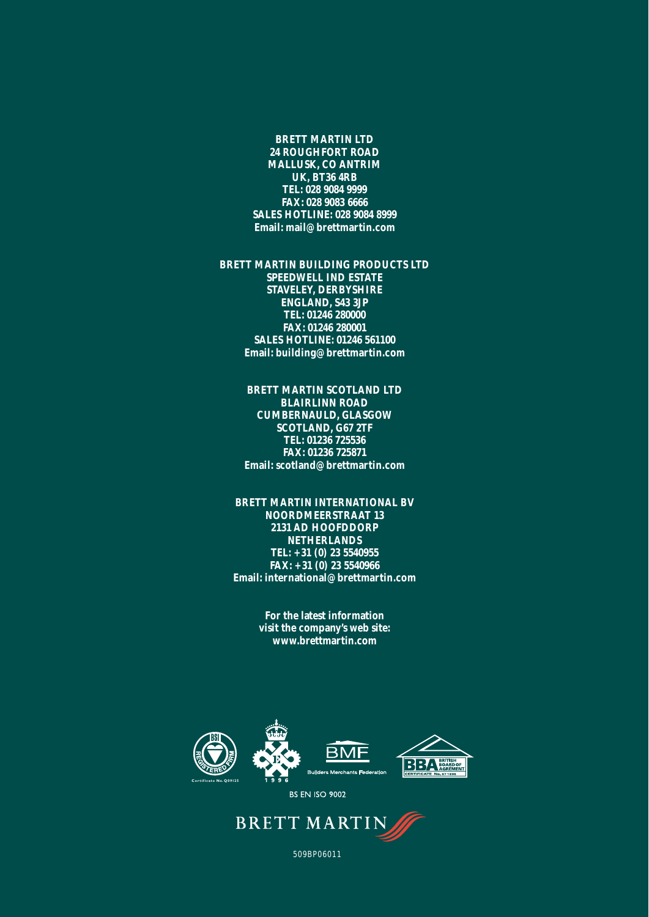**BRETT MARTIN LTD**
**24 ROUGHFORT ROAD**
**MALLUSK, CO ANTRIM**
**UK, BT36 4RB**
**TEL: 028 9084 9999**
**FAX: 028 9083 6666**
**SALES HOTLINE: 028 9084 8999**
**Email: mail@brettmartin.com**

**BRETT MARTIN BUILDING PRODUCTS LTD**
**SPEEDWELL IND ESTATE**
**STAVELEY, DERBYSHIRE**
**ENGLAND, S43 3JP**
**TEL: 01246 280000**
**FAX: 01246 280001**
**SALES HOTLINE: 01246 561100**
**Email: building@brettmartin.com**

**BRETT MARTIN SCOTLAND LTD**
**BLAIRLINN ROAD**
**CUMBERNAULD, GLASGOW**
**SCOTLAND, G67 2TF**
**TEL: 01236 725536**
**FAX: 01236 725871**
**Email: scotland@brettmartin.com**

**BRETT MARTIN INTERNATIONAL BV**
**NOORDMEERSTRAAT 13**
**2131 AD HOOFDDORP**
**NETHERLANDS**
**TEL: +31 (0) 23 5540955**
**FAX: +31 (0) 23 5540966**
**Email: international@brettmartin.com**

**For the latest information**
**visit the company's web site:**
**www.brettmartin.com**

Certificate No. Q09125

1996

BMF Builders Merchants Federation

BBA BRITISH BOARD OF AGRÉMENT CERTIFICATE No. 87/1896

BS EN ISO 9002

BRETT MARTIN

509BP06011